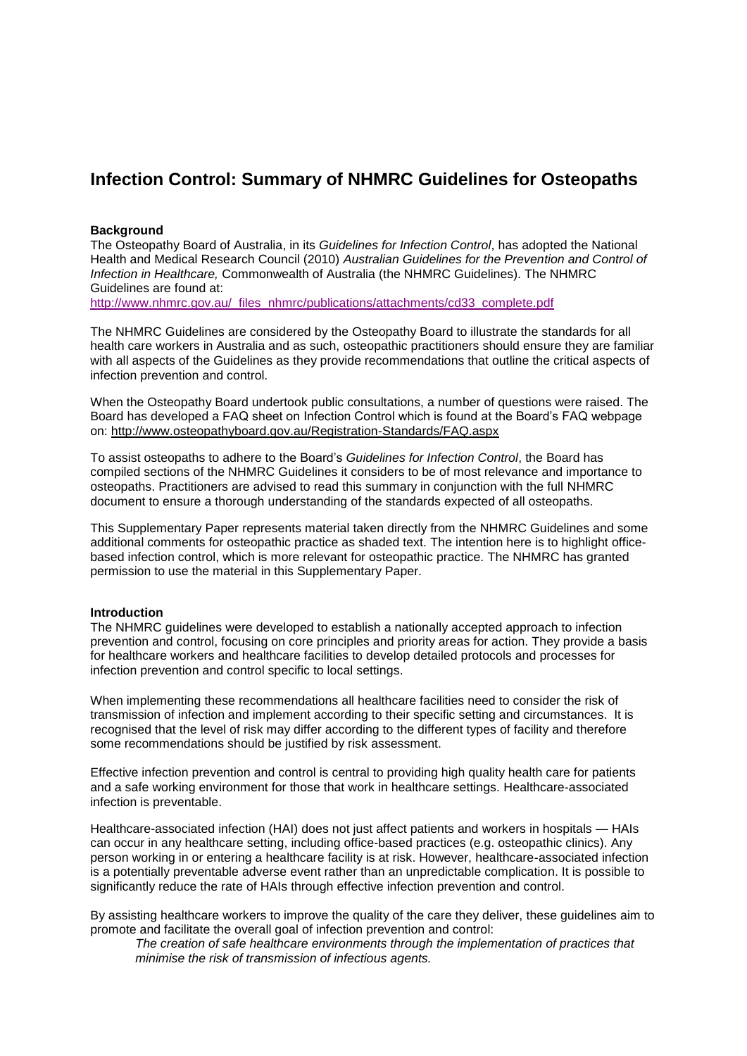# Infection Control: Summary of NHMRC Guidelines for Osteopaths

**Background**

The Osteopathy Board of Australia, in its *Guidelines for Infection Control*, has adopted the National Health and Medical Research Council (2010) *Australian Guidelines for the Prevention and Control of Infection in Healthcare,* Commonwealth of Australia (the NHMRC Guidelines). The NHMRC Guidelines are found at: http://www.nhmrc.gov.au/_files_nhmrc/publications/attachments/cd33_complete.pdf

The NHMRC Guidelines are considered by the Osteopathy Board to illustrate the standards for all health care workers in Australia and as such, osteopathic practitioners should ensure they are familiar with all aspects of the Guidelines as they provide recommendations that outline the critical aspects of infection prevention and control.

When the Osteopathy Board undertook public consultations, a number of questions were raised. The Board has developed a FAQ sheet on Infection Control which is found at the Board's FAQ webpage on: http://www.osteopathyboard.gov.au/Registration-Standards/FAQ.aspx

To assist osteopaths to adhere to the Board's *Guidelines for Infection Control*, the Board has compiled sections of the NHMRC Guidelines it considers to be of most relevance and importance to osteopaths. Practitioners are advised to read this summary in conjunction with the full NHMRC document to ensure a thorough understanding of the standards expected of all osteopaths.

This Supplementary Paper represents material taken directly from the NHMRC Guidelines and some additional comments for osteopathic practice as shaded text. The intention here is to highlight office-based infection control, which is more relevant for osteopathic practice. The NHMRC has granted permission to use the material in this Supplementary Paper.

**Introduction**

The NHMRC guidelines were developed to establish a nationally accepted approach to infection prevention and control, focusing on core principles and priority areas for action. They provide a basis for healthcare workers and healthcare facilities to develop detailed protocols and processes for infection prevention and control specific to local settings.

When implementing these recommendations all healthcare facilities need to consider the risk of transmission of infection and implement according to their specific setting and circumstances. It is recognised that the level of risk may differ according to the different types of facility and therefore some recommendations should be justified by risk assessment.

Effective infection prevention and control is central to providing high quality health care for patients and a safe working environment for those that work in healthcare settings. Healthcare-associated infection is preventable.

Healthcare-associated infection (HAI) does not just affect patients and workers in hospitals — HAIs can occur in any healthcare setting, including office-based practices (e.g. osteopathic clinics). Any person working in or entering a healthcare facility is at risk. However, healthcare-associated infection is a potentially preventable adverse event rather than an unpredictable complication. It is possible to significantly reduce the rate of HAIs through effective infection prevention and control.

By assisting healthcare workers to improve the quality of the care they deliver, these guidelines aim to promote and facilitate the overall goal of infection prevention and control:

> *The creation of safe healthcare environments through the implementation of practices that minimise the risk of transmission of infectious agents.*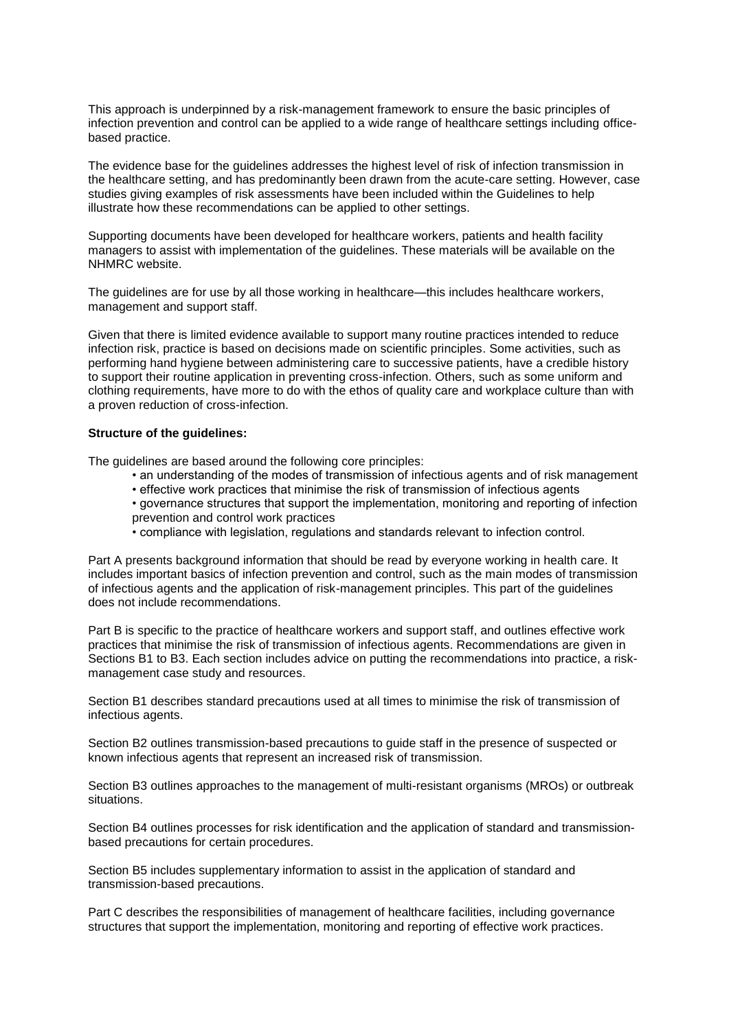This approach is underpinned by a risk-management framework to ensure the basic principles of infection prevention and control can be applied to a wide range of healthcare settings including office-based practice.

The evidence base for the guidelines addresses the highest level of risk of infection transmission in the healthcare setting, and has predominantly been drawn from the acute-care setting. However, case studies giving examples of risk assessments have been included within the Guidelines to help illustrate how these recommendations can be applied to other settings.

Supporting documents have been developed for healthcare workers, patients and health facility managers to assist with implementation of the guidelines. These materials will be available on the NHMRC website.

The guidelines are for use by all those working in healthcare—this includes healthcare workers, management and support staff.

Given that there is limited evidence available to support many routine practices intended to reduce infection risk, practice is based on decisions made on scientific principles. Some activities, such as performing hand hygiene between administering care to successive patients, have a credible history to support their routine application in preventing cross-infection. Others, such as some uniform and clothing requirements, have more to do with the ethos of quality care and workplace culture than with a proven reduction of cross-infection.

**Structure of the guidelines:**

The guidelines are based around the following core principles:

- an understanding of the modes of transmission of infectious agents and of risk management
- effective work practices that minimise the risk of transmission of infectious agents
- governance structures that support the implementation, monitoring and reporting of infection prevention and control work practices
- compliance with legislation, regulations and standards relevant to infection control.

Part A presents background information that should be read by everyone working in health care. It includes important basics of infection prevention and control, such as the main modes of transmission of infectious agents and the application of risk-management principles. This part of the guidelines does not include recommendations.

Part B is specific to the practice of healthcare workers and support staff, and outlines effective work practices that minimise the risk of transmission of infectious agents. Recommendations are given in Sections B1 to B3. Each section includes advice on putting the recommendations into practice, a risk-management case study and resources.

Section B1 describes standard precautions used at all times to minimise the risk of transmission of infectious agents.

Section B2 outlines transmission-based precautions to guide staff in the presence of suspected or known infectious agents that represent an increased risk of transmission.

Section B3 outlines approaches to the management of multi-resistant organisms (MROs) or outbreak situations.

Section B4 outlines processes for risk identification and the application of standard and transmission-based precautions for certain procedures.

Section B5 includes supplementary information to assist in the application of standard and transmission-based precautions.

Part C describes the responsibilities of management of healthcare facilities, including governance structures that support the implementation, monitoring and reporting of effective work practices.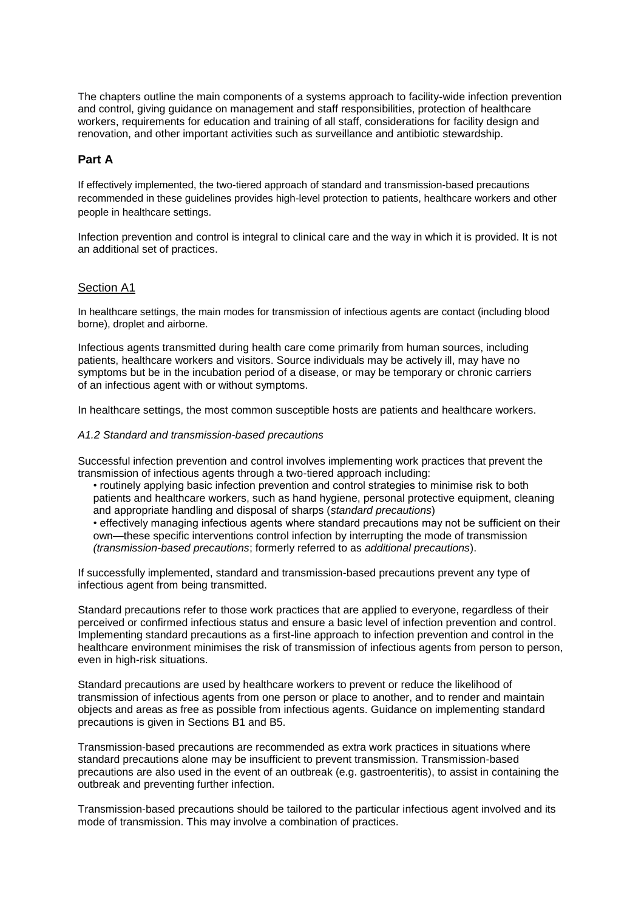The chapters outline the main components of a systems approach to facility-wide infection prevention and control, giving guidance on management and staff responsibilities, protection of healthcare workers, requirements for education and training of all staff, considerations for facility design and renovation, and other important activities such as surveillance and antibiotic stewardship.

## Part A

If effectively implemented, the two-tiered approach of standard and transmission-based precautions recommended in these guidelines provides high-level protection to patients, healthcare workers and other people in healthcare settings.

Infection prevention and control is integral to clinical care and the way in which it is provided. It is not an additional set of practices.

### Section A1

In healthcare settings, the main modes for transmission of infectious agents are contact (including blood borne), droplet and airborne.

Infectious agents transmitted during health care come primarily from human sources, including patients, healthcare workers and visitors. Source individuals may be actively ill, may have no symptoms but be in the incubation period of a disease, or may be temporary or chronic carriers of an infectious agent with or without symptoms.

In healthcare settings, the most common susceptible hosts are patients and healthcare workers.

*A1.2 Standard and transmission-based precautions*

Successful infection prevention and control involves implementing work practices that prevent the transmission of infectious agents through a two-tiered approach including:

- routinely applying basic infection prevention and control strategies to minimise risk to both patients and healthcare workers, such as hand hygiene, personal protective equipment, cleaning and appropriate handling and disposal of sharps (*standard precautions*)
- effectively managing infectious agents where standard precautions may not be sufficient on their own—these specific interventions control infection by interrupting the mode of transmission (*transmission-based precautions*; formerly referred to as *additional precautions*).

If successfully implemented, standard and transmission-based precautions prevent any type of infectious agent from being transmitted.

Standard precautions refer to those work practices that are applied to everyone, regardless of their perceived or confirmed infectious status and ensure a basic level of infection prevention and control. Implementing standard precautions as a first-line approach to infection prevention and control in the healthcare environment minimises the risk of transmission of infectious agents from person to person, even in high-risk situations.

Standard precautions are used by healthcare workers to prevent or reduce the likelihood of transmission of infectious agents from one person or place to another, and to render and maintain objects and areas as free as possible from infectious agents. Guidance on implementing standard precautions is given in Sections B1 and B5.

Transmission-based precautions are recommended as extra work practices in situations where standard precautions alone may be insufficient to prevent transmission. Transmission-based precautions are also used in the event of an outbreak (e.g. gastroenteritis), to assist in containing the outbreak and preventing further infection.

Transmission-based precautions should be tailored to the particular infectious agent involved and its mode of transmission. This may involve a combination of practices.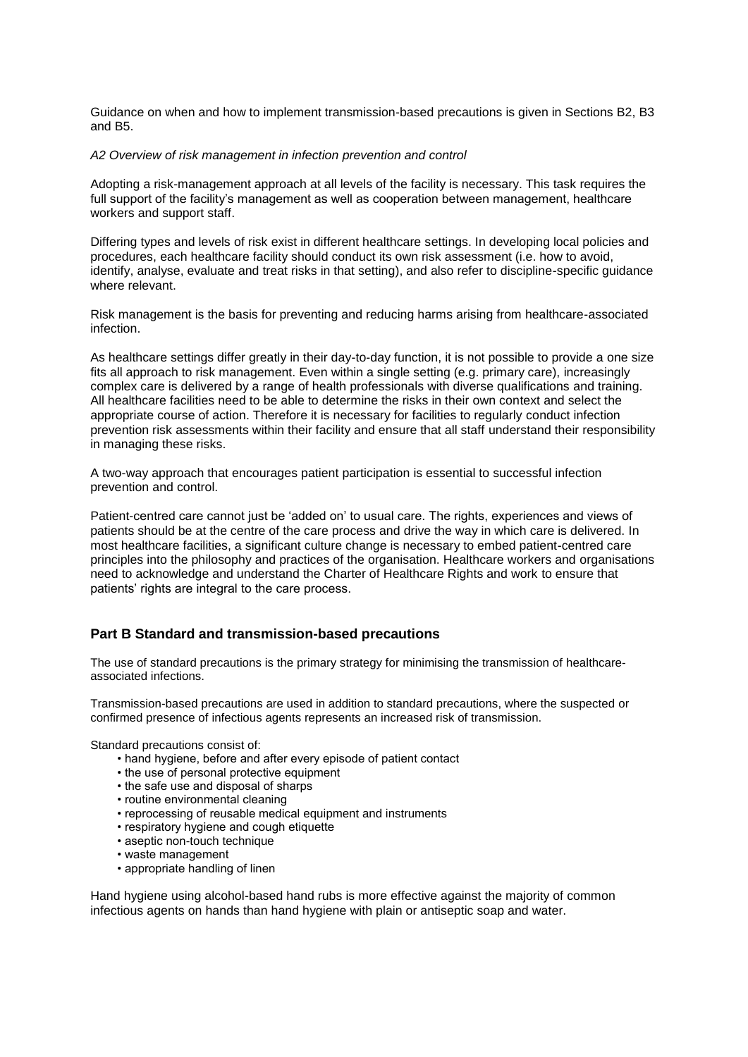Guidance on when and how to implement transmission-based precautions is given in Sections B2, B3 and B5.

*A2 Overview of risk management in infection prevention and control*

Adopting a risk-management approach at all levels of the facility is necessary. This task requires the full support of the facility's management as well as cooperation between management, healthcare workers and support staff.

Differing types and levels of risk exist in different healthcare settings. In developing local policies and procedures, each healthcare facility should conduct its own risk assessment (i.e. how to avoid, identify, analyse, evaluate and treat risks in that setting), and also refer to discipline-specific guidance where relevant.

Risk management is the basis for preventing and reducing harms arising from healthcare-associated infection.

As healthcare settings differ greatly in their day-to-day function, it is not possible to provide a one size fits all approach to risk management. Even within a single setting (e.g. primary care), increasingly complex care is delivered by a range of health professionals with diverse qualifications and training. All healthcare facilities need to be able to determine the risks in their own context and select the appropriate course of action. Therefore it is necessary for facilities to regularly conduct infection prevention risk assessments within their facility and ensure that all staff understand their responsibility in managing these risks.

A two-way approach that encourages patient participation is essential to successful infection prevention and control.

Patient-centred care cannot just be 'added on' to usual care. The rights, experiences and views of patients should be at the centre of the care process and drive the way in which care is delivered. In most healthcare facilities, a significant culture change is necessary to embed patient-centred care principles into the philosophy and practices of the organisation. Healthcare workers and organisations need to acknowledge and understand the Charter of Healthcare Rights and work to ensure that patients' rights are integral to the care process.

## Part B Standard and transmission-based precautions

The use of standard precautions is the primary strategy for minimising the transmission of healthcare-associated infections.

Transmission-based precautions are used in addition to standard precautions, where the suspected or confirmed presence of infectious agents represents an increased risk of transmission.

Standard precautions consist of:

- hand hygiene, before and after every episode of patient contact
- the use of personal protective equipment
- the safe use and disposal of sharps
- routine environmental cleaning
- reprocessing of reusable medical equipment and instruments
- respiratory hygiene and cough etiquette
- aseptic non-touch technique
- waste management
- appropriate handling of linen

Hand hygiene using alcohol-based hand rubs is more effective against the majority of common infectious agents on hands than hand hygiene with plain or antiseptic soap and water.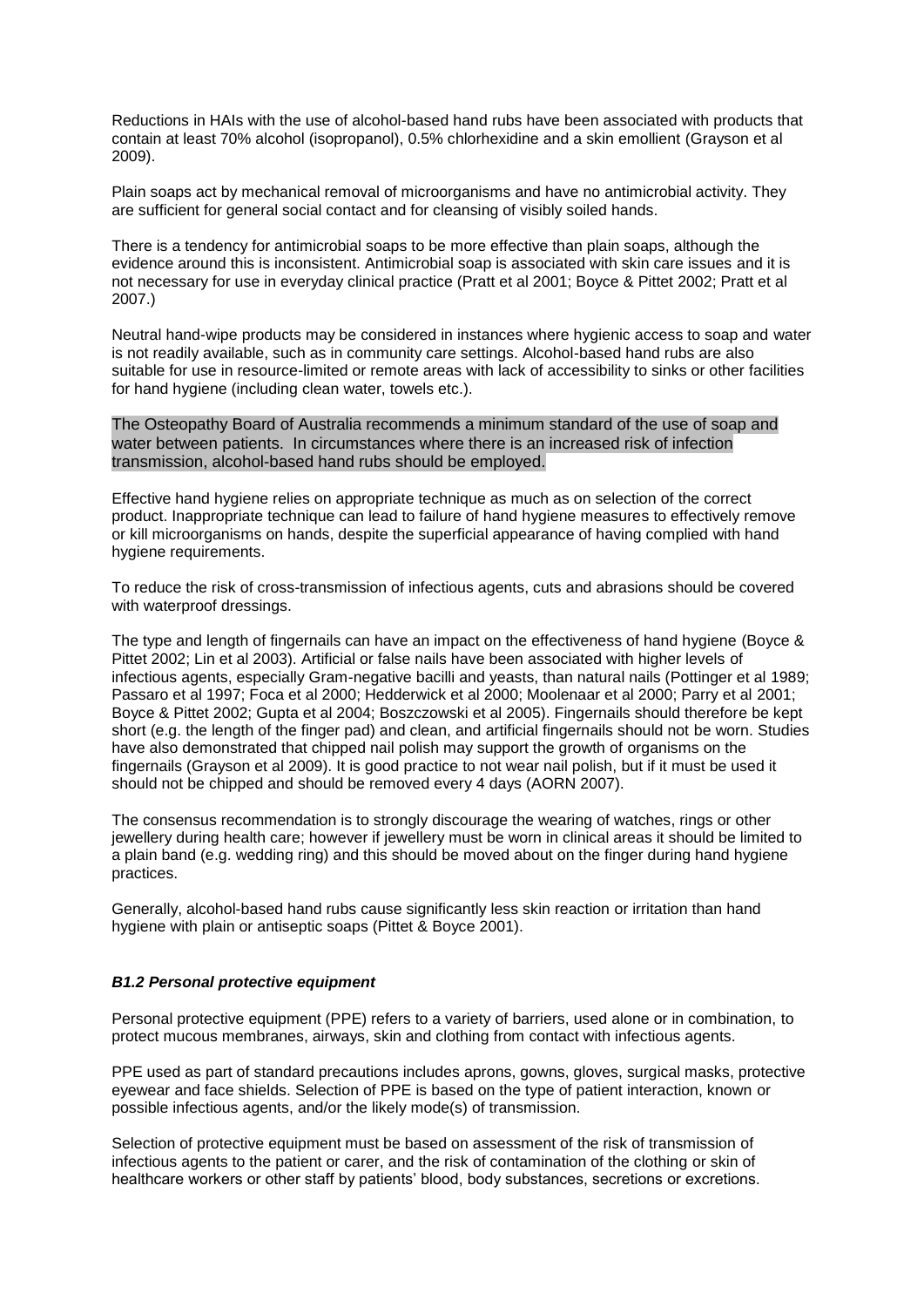Reductions in HAIs with the use of alcohol-based hand rubs have been associated with products that contain at least 70% alcohol (isopropanol), 0.5% chlorhexidine and a skin emollient (Grayson et al 2009).

Plain soaps act by mechanical removal of microorganisms and have no antimicrobial activity. They are sufficient for general social contact and for cleansing of visibly soiled hands.

There is a tendency for antimicrobial soaps to be more effective than plain soaps, although the evidence around this is inconsistent. Antimicrobial soap is associated with skin care issues and it is not necessary for use in everyday clinical practice (Pratt et al 2001; Boyce & Pittet 2002; Pratt et al 2007.)

Neutral hand-wipe products may be considered in instances where hygienic access to soap and water is not readily available, such as in community care settings. Alcohol-based hand rubs are also suitable for use in resource-limited or remote areas with lack of accessibility to sinks or other facilities for hand hygiene (including clean water, towels etc.).

The Osteopathy Board of Australia recommends a minimum standard of the use of soap and water between patients. In circumstances where there is an increased risk of infection transmission, alcohol-based hand rubs should be employed.

Effective hand hygiene relies on appropriate technique as much as on selection of the correct product. Inappropriate technique can lead to failure of hand hygiene measures to effectively remove or kill microorganisms on hands, despite the superficial appearance of having complied with hand hygiene requirements.

To reduce the risk of cross-transmission of infectious agents, cuts and abrasions should be covered with waterproof dressings.

The type and length of fingernails can have an impact on the effectiveness of hand hygiene (Boyce & Pittet 2002; Lin et al 2003). Artificial or false nails have been associated with higher levels of infectious agents, especially Gram-negative bacilli and yeasts, than natural nails (Pottinger et al 1989; Passaro et al 1997; Foca et al 2000; Hedderwick et al 2000; Moolenaar et al 2000; Parry et al 2001; Boyce & Pittet 2002; Gupta et al 2004; Boszczowski et al 2005). Fingernails should therefore be kept short (e.g. the length of the finger pad) and clean, and artificial fingernails should not be worn. Studies have also demonstrated that chipped nail polish may support the growth of organisms on the fingernails (Grayson et al 2009). It is good practice to not wear nail polish, but if it must be used it should not be chipped and should be removed every 4 days (AORN 2007).

The consensus recommendation is to strongly discourage the wearing of watches, rings or other jewellery during health care; however if jewellery must be worn in clinical areas it should be limited to a plain band (e.g. wedding ring) and this should be moved about on the finger during hand hygiene practices.

Generally, alcohol-based hand rubs cause significantly less skin reaction or irritation than hand hygiene with plain or antiseptic soaps (Pittet & Boyce 2001).

### *B1.2 Personal protective equipment*

Personal protective equipment (PPE) refers to a variety of barriers, used alone or in combination, to protect mucous membranes, airways, skin and clothing from contact with infectious agents.

PPE used as part of standard precautions includes aprons, gowns, gloves, surgical masks, protective eyewear and face shields. Selection of PPE is based on the type of patient interaction, known or possible infectious agents, and/or the likely mode(s) of transmission.

Selection of protective equipment must be based on assessment of the risk of transmission of infectious agents to the patient or carer, and the risk of contamination of the clothing or skin of healthcare workers or other staff by patients' blood, body substances, secretions or excretions.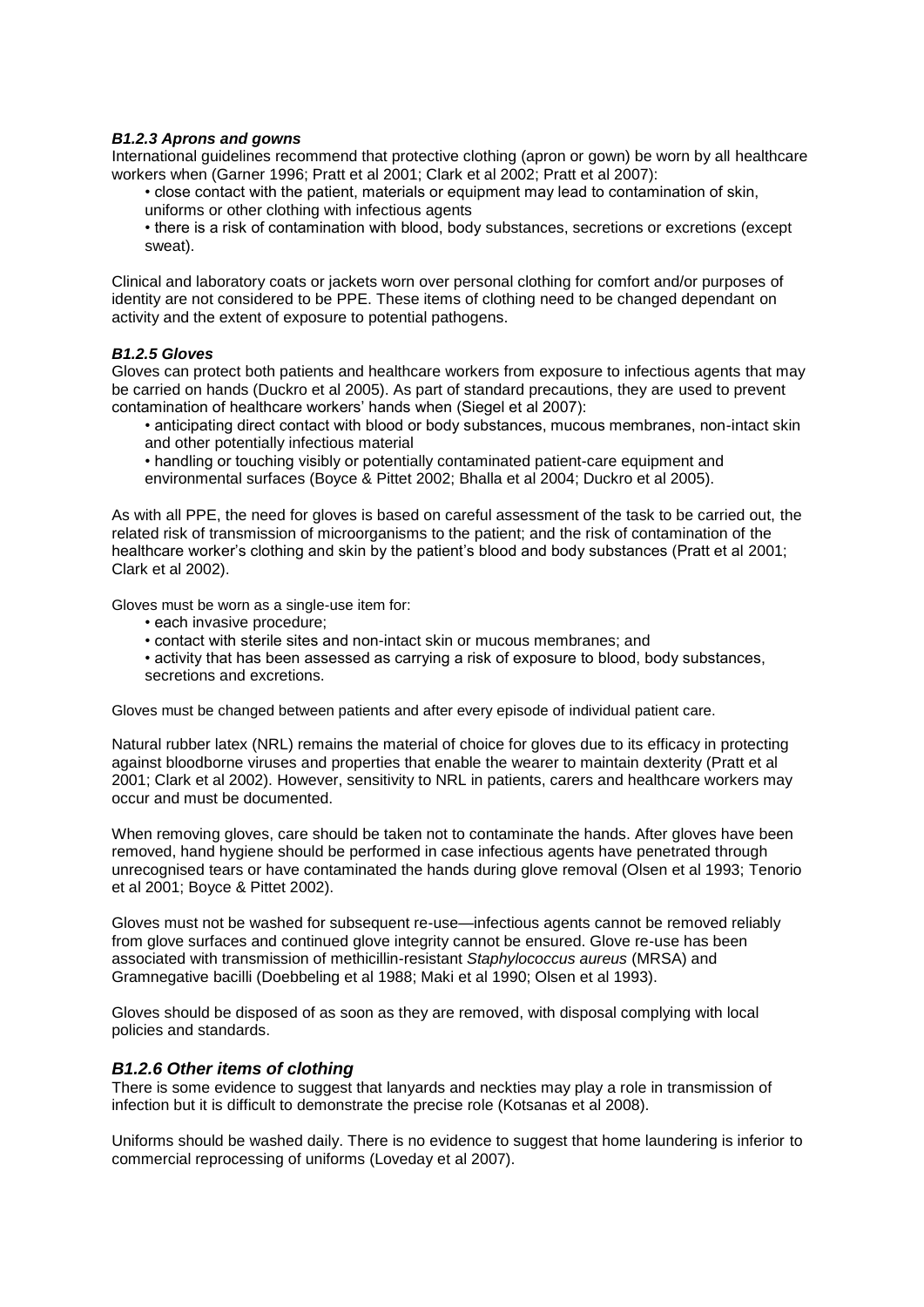### *B1.2.3 Aprons and gowns*

International guidelines recommend that protective clothing (apron or gown) be worn by all healthcare workers when (Garner 1996; Pratt et al 2001; Clark et al 2002; Pratt et al 2007):

- close contact with the patient, materials or equipment may lead to contamination of skin, uniforms or other clothing with infectious agents
- there is a risk of contamination with blood, body substances, secretions or excretions (except sweat).

Clinical and laboratory coats or jackets worn over personal clothing for comfort and/or purposes of identity are not considered to be PPE. These items of clothing need to be changed dependant on activity and the extent of exposure to potential pathogens.

### *B1.2.5 Gloves*

Gloves can protect both patients and healthcare workers from exposure to infectious agents that may be carried on hands (Duckro et al 2005). As part of standard precautions, they are used to prevent contamination of healthcare workers' hands when (Siegel et al 2007):

- anticipating direct contact with blood or body substances, mucous membranes, non-intact skin and other potentially infectious material
- handling or touching visibly or potentially contaminated patient-care equipment and environmental surfaces (Boyce & Pittet 2002; Bhalla et al 2004; Duckro et al 2005).

As with all PPE, the need for gloves is based on careful assessment of the task to be carried out, the related risk of transmission of microorganisms to the patient; and the risk of contamination of the healthcare worker's clothing and skin by the patient's blood and body substances (Pratt et al 2001; Clark et al 2002).

Gloves must be worn as a single-use item for:

- each invasive procedure;
- contact with sterile sites and non-intact skin or mucous membranes; and
- activity that has been assessed as carrying a risk of exposure to blood, body substances, secretions and excretions.

Gloves must be changed between patients and after every episode of individual patient care.

Natural rubber latex (NRL) remains the material of choice for gloves due to its efficacy in protecting against bloodborne viruses and properties that enable the wearer to maintain dexterity (Pratt et al 2001; Clark et al 2002). However, sensitivity to NRL in patients, carers and healthcare workers may occur and must be documented.

When removing gloves, care should be taken not to contaminate the hands. After gloves have been removed, hand hygiene should be performed in case infectious agents have penetrated through unrecognised tears or have contaminated the hands during glove removal (Olsen et al 1993; Tenorio et al 2001; Boyce & Pittet 2002).

Gloves must not be washed for subsequent re-use—infectious agents cannot be removed reliably from glove surfaces and continued glove integrity cannot be ensured. Glove re-use has been associated with transmission of methicillin-resistant *Staphylococcus aureus* (MRSA) and Gramnegative bacilli (Doebbeling et al 1988; Maki et al 1990; Olsen et al 1993).

Gloves should be disposed of as soon as they are removed, with disposal complying with local policies and standards.

### *B1.2.6 Other items of clothing*

There is some evidence to suggest that lanyards and neckties may play a role in transmission of infection but it is difficult to demonstrate the precise role (Kotsanas et al 2008).

Uniforms should be washed daily. There is no evidence to suggest that home laundering is inferior to commercial reprocessing of uniforms (Loveday et al 2007).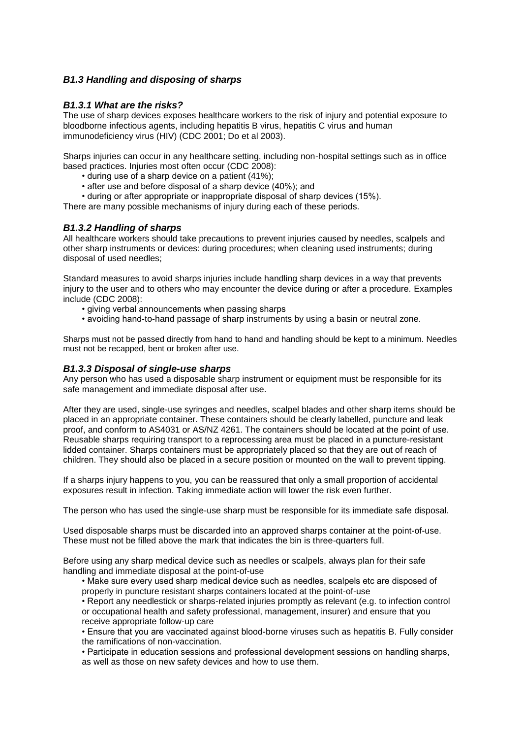### *B1.3 Handling and disposing of sharps*

#### *B1.3.1 What are the risks?*

The use of sharp devices exposes healthcare workers to the risk of injury and potential exposure to bloodborne infectious agents, including hepatitis B virus, hepatitis C virus and human immunodeficiency virus (HIV) (CDC 2001; Do et al 2003).

Sharps injuries can occur in any healthcare setting, including non-hospital settings such as in office based practices. Injuries most often occur (CDC 2008):

- during use of a sharp device on a patient (41%);
- after use and before disposal of a sharp device (40%); and
- during or after appropriate or inappropriate disposal of sharp devices (15%).

There are many possible mechanisms of injury during each of these periods.

#### *B1.3.2 Handling of sharps*

All healthcare workers should take precautions to prevent injuries caused by needles, scalpels and other sharp instruments or devices: during procedures; when cleaning used instruments; during disposal of used needles;

Standard measures to avoid sharps injuries include handling sharp devices in a way that prevents injury to the user and to others who may encounter the device during or after a procedure. Examples include (CDC 2008):

- giving verbal announcements when passing sharps
- avoiding hand-to-hand passage of sharp instruments by using a basin or neutral zone.

Sharps must not be passed directly from hand to hand and handling should be kept to a minimum. Needles must not be recapped, bent or broken after use.

#### *B1.3.3 Disposal of single-use sharps*

Any person who has used a disposable sharp instrument or equipment must be responsible for its safe management and immediate disposal after use.

After they are used, single-use syringes and needles, scalpel blades and other sharp items should be placed in an appropriate container. These containers should be clearly labelled, puncture and leak proof, and conform to AS4031 or AS/NZ 4261. The containers should be located at the point of use. Reusable sharps requiring transport to a reprocessing area must be placed in a puncture-resistant lidded container. Sharps containers must be appropriately placed so that they are out of reach of children. They should also be placed in a secure position or mounted on the wall to prevent tipping.

If a sharps injury happens to you, you can be reassured that only a small proportion of accidental exposures result in infection. Taking immediate action will lower the risk even further.

The person who has used the single-use sharp must be responsible for its immediate safe disposal.

Used disposable sharps must be discarded into an approved sharps container at the point-of-use. These must not be filled above the mark that indicates the bin is three-quarters full.

Before using any sharp medical device such as needles or scalpels, always plan for their safe handling and immediate disposal at the point-of-use

- Make sure every used sharp medical device such as needles, scalpels etc are disposed of properly in puncture resistant sharps containers located at the point-of-use
- Report any needlestick or sharps-related injuries promptly as relevant (e.g. to infection control or occupational health and safety professional, management, insurer) and ensure that you receive appropriate follow-up care
- Ensure that you are vaccinated against blood-borne viruses such as hepatitis B. Fully consider the ramifications of non-vaccination.
- Participate in education sessions and professional development sessions on handling sharps, as well as those on new safety devices and how to use them.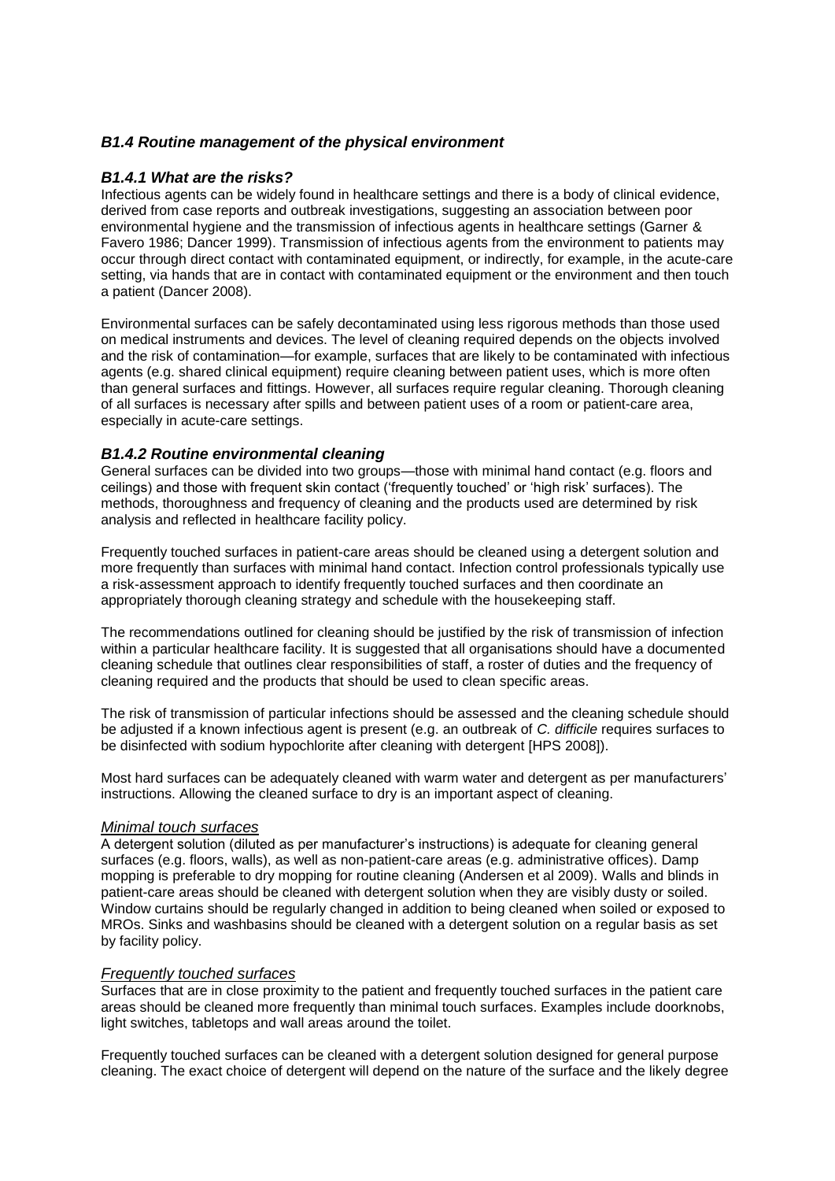### *B1.4 Routine management of the physical environment*

#### *B1.4.1 What are the risks?*

Infectious agents can be widely found in healthcare settings and there is a body of clinical evidence, derived from case reports and outbreak investigations, suggesting an association between poor environmental hygiene and the transmission of infectious agents in healthcare settings (Garner & Favero 1986; Dancer 1999). Transmission of infectious agents from the environment to patients may occur through direct contact with contaminated equipment, or indirectly, for example, in the acute-care setting, via hands that are in contact with contaminated equipment or the environment and then touch a patient (Dancer 2008).

Environmental surfaces can be safely decontaminated using less rigorous methods than those used on medical instruments and devices. The level of cleaning required depends on the objects involved and the risk of contamination—for example, surfaces that are likely to be contaminated with infectious agents (e.g. shared clinical equipment) require cleaning between patient uses, which is more often than general surfaces and fittings. However, all surfaces require regular cleaning. Thorough cleaning of all surfaces is necessary after spills and between patient uses of a room or patient-care area, especially in acute-care settings.

#### *B1.4.2 Routine environmental cleaning*

General surfaces can be divided into two groups—those with minimal hand contact (e.g. floors and ceilings) and those with frequent skin contact ('frequently touched' or 'high risk' surfaces). The methods, thoroughness and frequency of cleaning and the products used are determined by risk analysis and reflected in healthcare facility policy.

Frequently touched surfaces in patient-care areas should be cleaned using a detergent solution and more frequently than surfaces with minimal hand contact. Infection control professionals typically use a risk-assessment approach to identify frequently touched surfaces and then coordinate an appropriately thorough cleaning strategy and schedule with the housekeeping staff.

The recommendations outlined for cleaning should be justified by the risk of transmission of infection within a particular healthcare facility. It is suggested that all organisations should have a documented cleaning schedule that outlines clear responsibilities of staff, a roster of duties and the frequency of cleaning required and the products that should be used to clean specific areas.

The risk of transmission of particular infections should be assessed and the cleaning schedule should be adjusted if a known infectious agent is present (e.g. an outbreak of *C. difficile* requires surfaces to be disinfected with sodium hypochlorite after cleaning with detergent [HPS 2008]).

Most hard surfaces can be adequately cleaned with warm water and detergent as per manufacturers' instructions. Allowing the cleaned surface to dry is an important aspect of cleaning.

*Minimal touch surfaces*

A detergent solution (diluted as per manufacturer's instructions) is adequate for cleaning general surfaces (e.g. floors, walls), as well as non-patient-care areas (e.g. administrative offices). Damp mopping is preferable to dry mopping for routine cleaning (Andersen et al 2009). Walls and blinds in patient-care areas should be cleaned with detergent solution when they are visibly dusty or soiled. Window curtains should be regularly changed in addition to being cleaned when soiled or exposed to MROs. Sinks and washbasins should be cleaned with a detergent solution on a regular basis as set by facility policy.

*Frequently touched surfaces*

Surfaces that are in close proximity to the patient and frequently touched surfaces in the patient care areas should be cleaned more frequently than minimal touch surfaces. Examples include doorknobs, light switches, tabletops and wall areas around the toilet.

Frequently touched surfaces can be cleaned with a detergent solution designed for general purpose cleaning. The exact choice of detergent will depend on the nature of the surface and the likely degree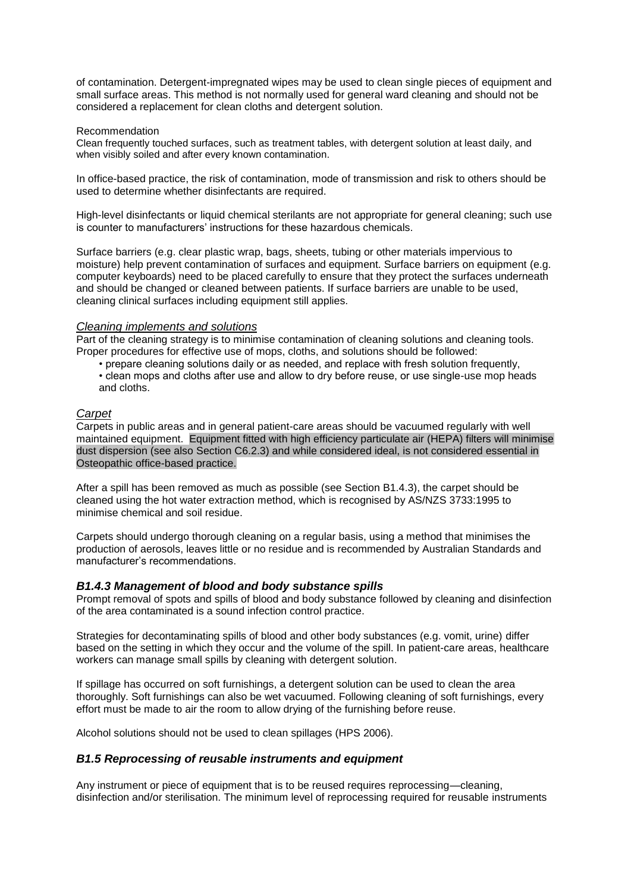of contamination. Detergent-impregnated wipes may be used to clean single pieces of equipment and small surface areas. This method is not normally used for general ward cleaning and should not be considered a replacement for clean cloths and detergent solution.

Recommendation

Clean frequently touched surfaces, such as treatment tables, with detergent solution at least daily, and when visibly soiled and after every known contamination.

In office-based practice, the risk of contamination, mode of transmission and risk to others should be used to determine whether disinfectants are required.

High-level disinfectants or liquid chemical sterilants are not appropriate for general cleaning; such use is counter to manufacturers' instructions for these hazardous chemicals.

Surface barriers (e.g. clear plastic wrap, bags, sheets, tubing or other materials impervious to moisture) help prevent contamination of surfaces and equipment. Surface barriers on equipment (e.g. computer keyboards) need to be placed carefully to ensure that they protect the surfaces underneath and should be changed or cleaned between patients. If surface barriers are unable to be used, cleaning clinical surfaces including equipment still applies.

*Cleaning implements and solutions*

Part of the cleaning strategy is to minimise contamination of cleaning solutions and cleaning tools. Proper procedures for effective use of mops, cloths, and solutions should be followed:

- prepare cleaning solutions daily or as needed, and replace with fresh solution frequently,
- clean mops and cloths after use and allow to dry before reuse, or use single-use mop heads and cloths.

*Carpet*

Carpets in public areas and in general patient-care areas should be vacuumed regularly with well maintained equipment. Equipment fitted with high efficiency particulate air (HEPA) filters will minimise dust dispersion (see also Section C6.2.3) and while considered ideal, is not considered essential in Osteopathic office-based practice.

After a spill has been removed as much as possible (see Section B1.4.3), the carpet should be cleaned using the hot water extraction method, which is recognised by AS/NZS 3733:1995 to minimise chemical and soil residue.

Carpets should undergo thorough cleaning on a regular basis, using a method that minimises the production of aerosols, leaves little or no residue and is recommended by Australian Standards and manufacturer's recommendations.

### *B1.4.3 Management of blood and body substance spills*

Prompt removal of spots and spills of blood and body substance followed by cleaning and disinfection of the area contaminated is a sound infection control practice.

Strategies for decontaminating spills of blood and other body substances (e.g. vomit, urine) differ based on the setting in which they occur and the volume of the spill. In patient-care areas, healthcare workers can manage small spills by cleaning with detergent solution.

If spillage has occurred on soft furnishings, a detergent solution can be used to clean the area thoroughly. Soft furnishings can also be wet vacuumed. Following cleaning of soft furnishings, every effort must be made to air the room to allow drying of the furnishing before reuse.

Alcohol solutions should not be used to clean spillages (HPS 2006).

## *B1.5 Reprocessing of reusable instruments and equipment*

Any instrument or piece of equipment that is to be reused requires reprocessing—cleaning, disinfection and/or sterilisation. The minimum level of reprocessing required for reusable instruments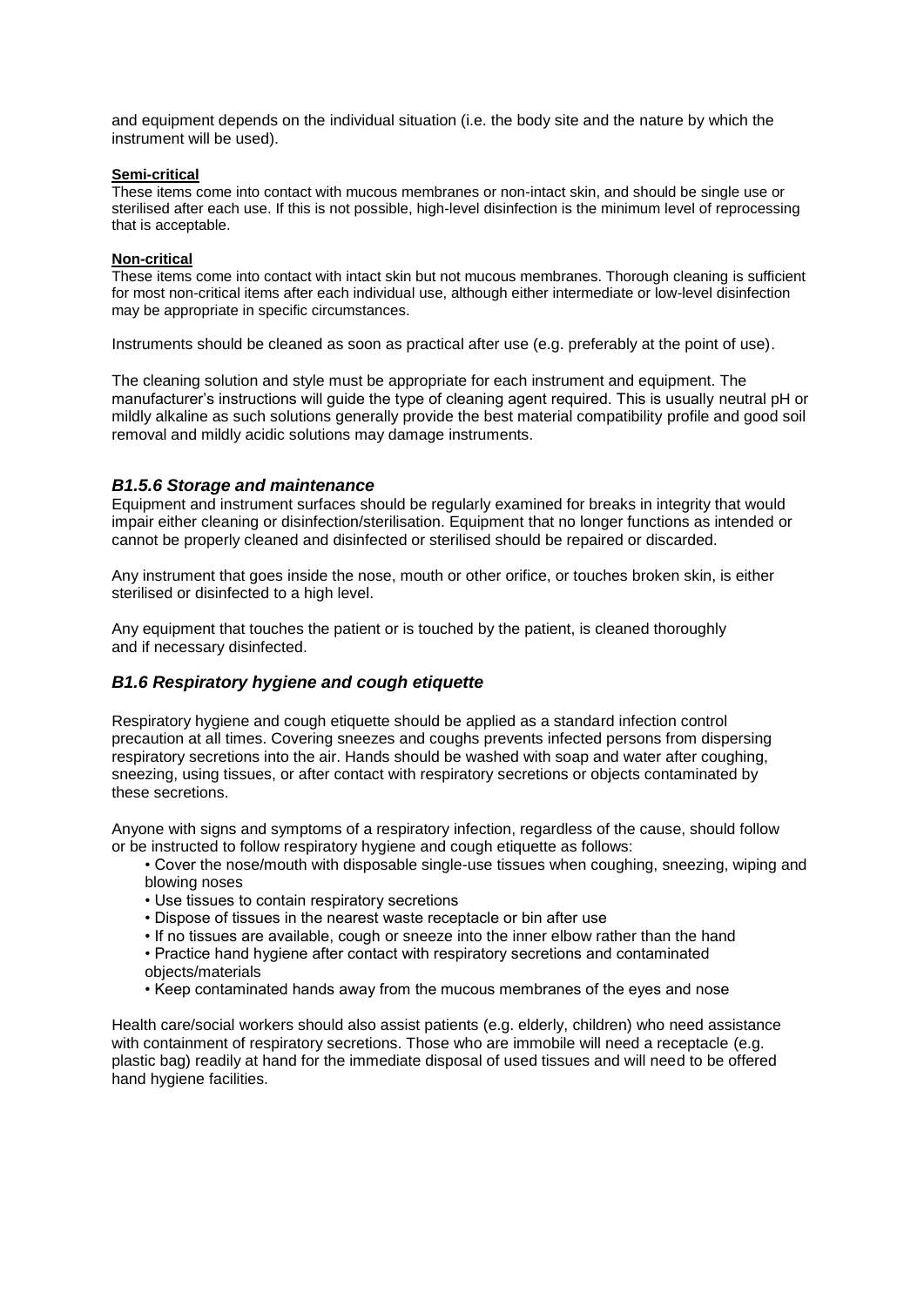and equipment depends on the individual situation (i.e. the body site and the nature by which the instrument will be used).

**Semi-critical**

These items come into contact with mucous membranes or non-intact skin, and should be single use or sterilised after each use. If this is not possible, high-level disinfection is the minimum level of reprocessing that is acceptable.

**Non-critical**

These items come into contact with intact skin but not mucous membranes. Thorough cleaning is sufficient for most non-critical items after each individual use, although either intermediate or low-level disinfection may be appropriate in specific circumstances.

Instruments should be cleaned as soon as practical after use (e.g. preferably at the point of use).

The cleaning solution and style must be appropriate for each instrument and equipment. The manufacturer's instructions will guide the type of cleaning agent required. This is usually neutral pH or mildly alkaline as such solutions generally provide the best material compatibility profile and good soil removal and mildly acidic solutions may damage instruments.

### *B1.5.6 Storage and maintenance*

Equipment and instrument surfaces should be regularly examined for breaks in integrity that would impair either cleaning or disinfection/sterilisation. Equipment that no longer functions as intended or cannot be properly cleaned and disinfected or sterilised should be repaired or discarded.

Any instrument that goes inside the nose, mouth or other orifice, or touches broken skin, is either sterilised or disinfected to a high level.

Any equipment that touches the patient or is touched by the patient, is cleaned thoroughly and if necessary disinfected.

## *B1.6 Respiratory hygiene and cough etiquette*

Respiratory hygiene and cough etiquette should be applied as a standard infection control precaution at all times. Covering sneezes and coughs prevents infected persons from dispersing respiratory secretions into the air. Hands should be washed with soap and water after coughing, sneezing, using tissues, or after contact with respiratory secretions or objects contaminated by these secretions.

Anyone with signs and symptoms of a respiratory infection, regardless of the cause, should follow or be instructed to follow respiratory hygiene and cough etiquette as follows:

- Cover the nose/mouth with disposable single-use tissues when coughing, sneezing, wiping and blowing noses
- Use tissues to contain respiratory secretions
- Dispose of tissues in the nearest waste receptacle or bin after use
- If no tissues are available, cough or sneeze into the inner elbow rather than the hand
- Practice hand hygiene after contact with respiratory secretions and contaminated objects/materials
- Keep contaminated hands away from the mucous membranes of the eyes and nose

Health care/social workers should also assist patients (e.g. elderly, children) who need assistance with containment of respiratory secretions. Those who are immobile will need a receptacle (e.g. plastic bag) readily at hand for the immediate disposal of used tissues and will need to be offered hand hygiene facilities.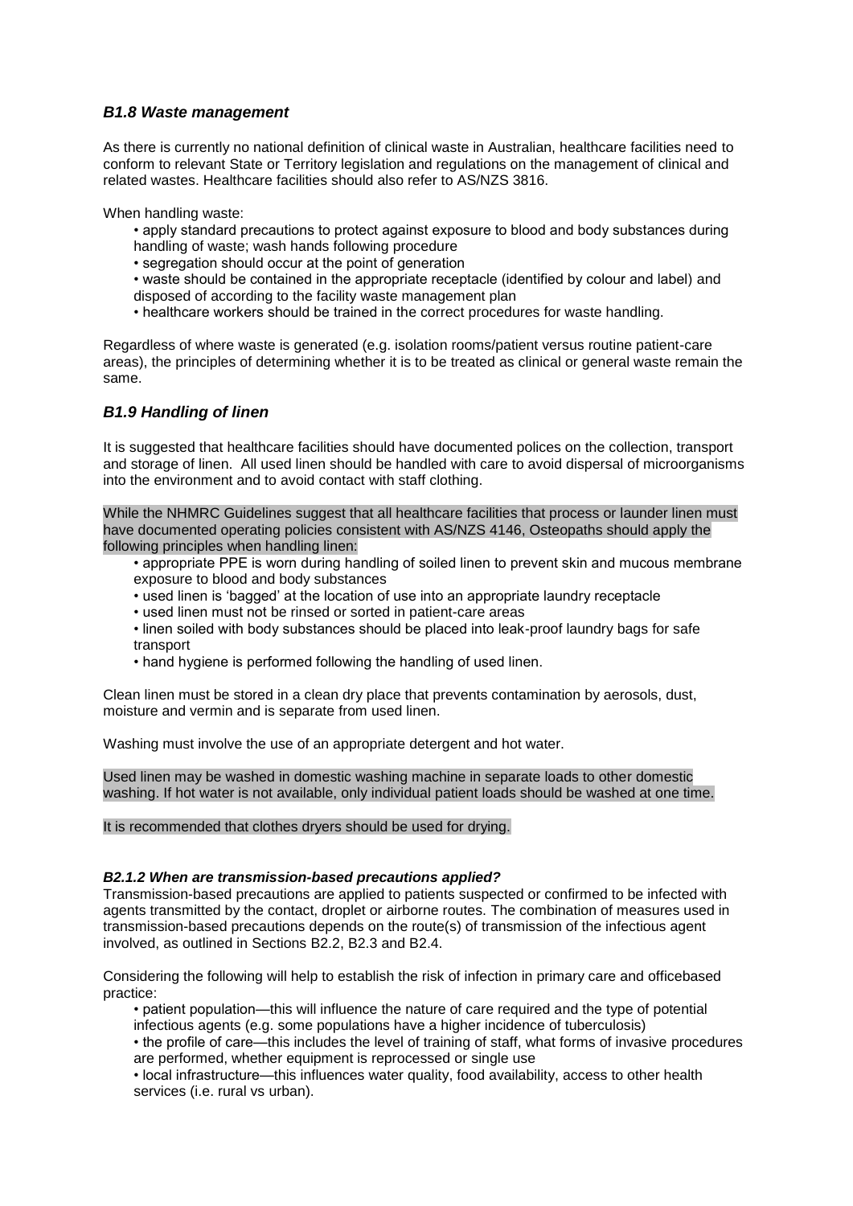### *B1.8 Waste management*

As there is currently no national definition of clinical waste in Australian, healthcare facilities need to conform to relevant State or Territory legislation and regulations on the management of clinical and related wastes. Healthcare facilities should also refer to AS/NZS 3816.

When handling waste:

- apply standard precautions to protect against exposure to blood and body substances during handling of waste; wash hands following procedure
- segregation should occur at the point of generation
- waste should be contained in the appropriate receptacle (identified by colour and label) and disposed of according to the facility waste management plan
- healthcare workers should be trained in the correct procedures for waste handling.

Regardless of where waste is generated (e.g. isolation rooms/patient versus routine patient-care areas), the principles of determining whether it is to be treated as clinical or general waste remain the same.

### *B1.9 Handling of linen*

It is suggested that healthcare facilities should have documented polices on the collection, transport and storage of linen. All used linen should be handled with care to avoid dispersal of microorganisms into the environment and to avoid contact with staff clothing.

While the NHMRC Guidelines suggest that all healthcare facilities that process or launder linen must have documented operating policies consistent with AS/NZS 4146, Osteopaths should apply the following principles when handling linen:

- appropriate PPE is worn during handling of soiled linen to prevent skin and mucous membrane exposure to blood and body substances
- used linen is 'bagged' at the location of use into an appropriate laundry receptacle
- used linen must not be rinsed or sorted in patient-care areas
- linen soiled with body substances should be placed into leak-proof laundry bags for safe transport
- hand hygiene is performed following the handling of used linen.

Clean linen must be stored in a clean dry place that prevents contamination by aerosols, dust, moisture and vermin and is separate from used linen.

Washing must involve the use of an appropriate detergent and hot water.

Used linen may be washed in domestic washing machine in separate loads to other domestic washing. If hot water is not available, only individual patient loads should be washed at one time.

It is recommended that clothes dryers should be used for drying.

#### *B2.1.2 When are transmission-based precautions applied?*

Transmission-based precautions are applied to patients suspected or confirmed to be infected with agents transmitted by the contact, droplet or airborne routes. The combination of measures used in transmission-based precautions depends on the route(s) of transmission of the infectious agent involved, as outlined in Sections B2.2, B2.3 and B2.4.

Considering the following will help to establish the risk of infection in primary care and officebased practice:

- patient population—this will influence the nature of care required and the type of potential infectious agents (e.g. some populations have a higher incidence of tuberculosis)
- the profile of care—this includes the level of training of staff, what forms of invasive procedures are performed, whether equipment is reprocessed or single use
- local infrastructure—this influences water quality, food availability, access to other health services (i.e. rural vs urban).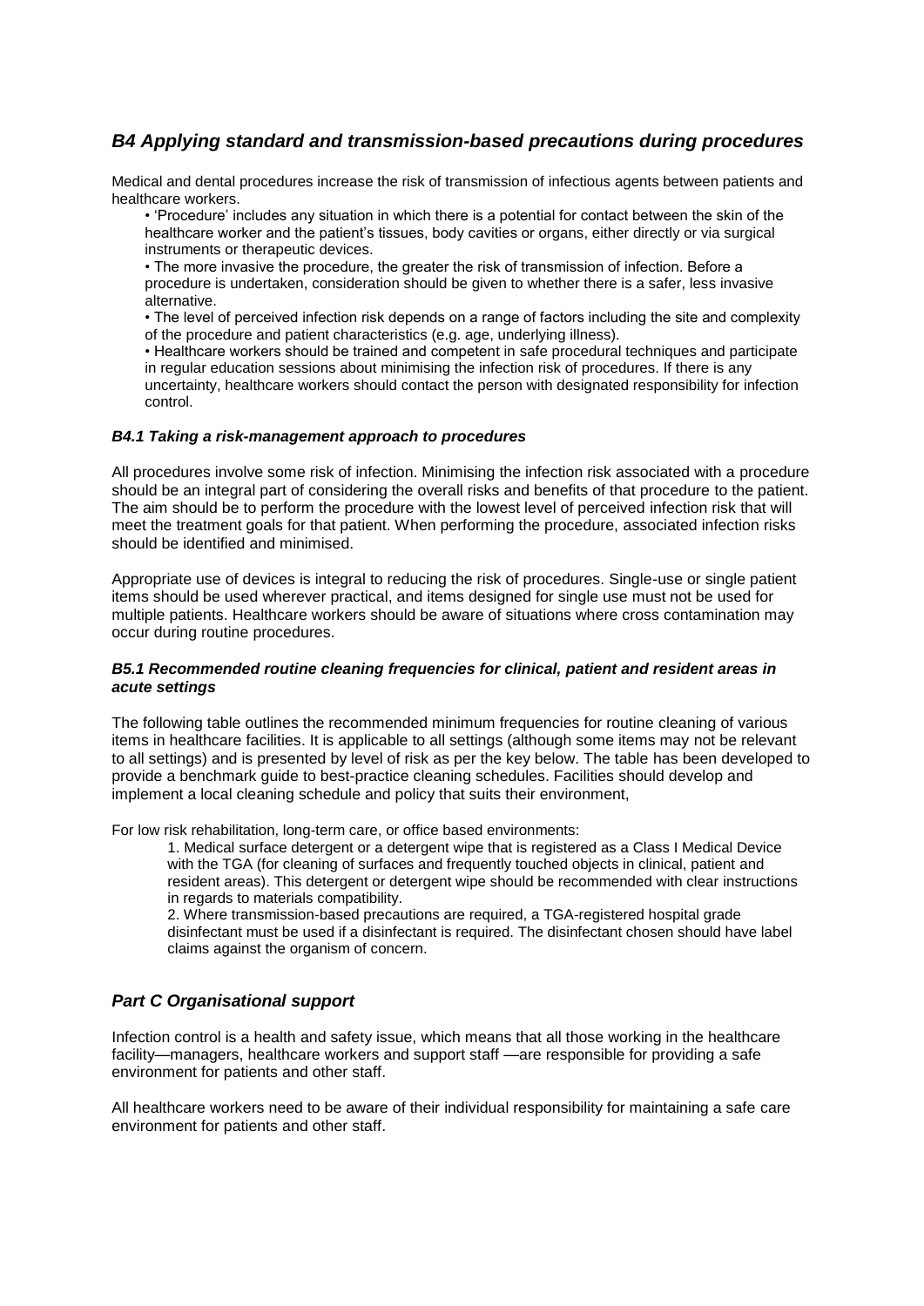## *B4 Applying standard and transmission-based precautions during procedures*

Medical and dental procedures increase the risk of transmission of infectious agents between patients and healthcare workers.

- 'Procedure' includes any situation in which there is a potential for contact between the skin of the healthcare worker and the patient's tissues, body cavities or organs, either directly or via surgical instruments or therapeutic devices.
- The more invasive the procedure, the greater the risk of transmission of infection. Before a procedure is undertaken, consideration should be given to whether there is a safer, less invasive alternative.
- The level of perceived infection risk depends on a range of factors including the site and complexity of the procedure and patient characteristics (e.g. age, underlying illness).
- Healthcare workers should be trained and competent in safe procedural techniques and participate in regular education sessions about minimising the infection risk of procedures. If there is any uncertainty, healthcare workers should contact the person with designated responsibility for infection control.

#### *B4.1 Taking a risk-management approach to procedures*

All procedures involve some risk of infection. Minimising the infection risk associated with a procedure should be an integral part of considering the overall risks and benefits of that procedure to the patient. The aim should be to perform the procedure with the lowest level of perceived infection risk that will meet the treatment goals for that patient. When performing the procedure, associated infection risks should be identified and minimised.

Appropriate use of devices is integral to reducing the risk of procedures. Single-use or single patient items should be used wherever practical, and items designed for single use must not be used for multiple patients. Healthcare workers should be aware of situations where cross contamination may occur during routine procedures.

#### *B5.1 Recommended routine cleaning frequencies for clinical, patient and resident areas in acute settings*

The following table outlines the recommended minimum frequencies for routine cleaning of various items in healthcare facilities. It is applicable to all settings (although some items may not be relevant to all settings) and is presented by level of risk as per the key below. The table has been developed to provide a benchmark guide to best-practice cleaning schedules. Facilities should develop and implement a local cleaning schedule and policy that suits their environment,

For low risk rehabilitation, long-term care, or office based environments:

1. Medical surface detergent or a detergent wipe that is registered as a Class I Medical Device with the TGA (for cleaning of surfaces and frequently touched objects in clinical, patient and resident areas). This detergent or detergent wipe should be recommended with clear instructions in regards to materials compatibility.
2. Where transmission-based precautions are required, a TGA-registered hospital grade disinfectant must be used if a disinfectant is required. The disinfectant chosen should have label claims against the organism of concern.

## *Part C Organisational support*

Infection control is a health and safety issue, which means that all those working in the healthcare facility—managers, healthcare workers and support staff —are responsible for providing a safe environment for patients and other staff.

All healthcare workers need to be aware of their individual responsibility for maintaining a safe care environment for patients and other staff.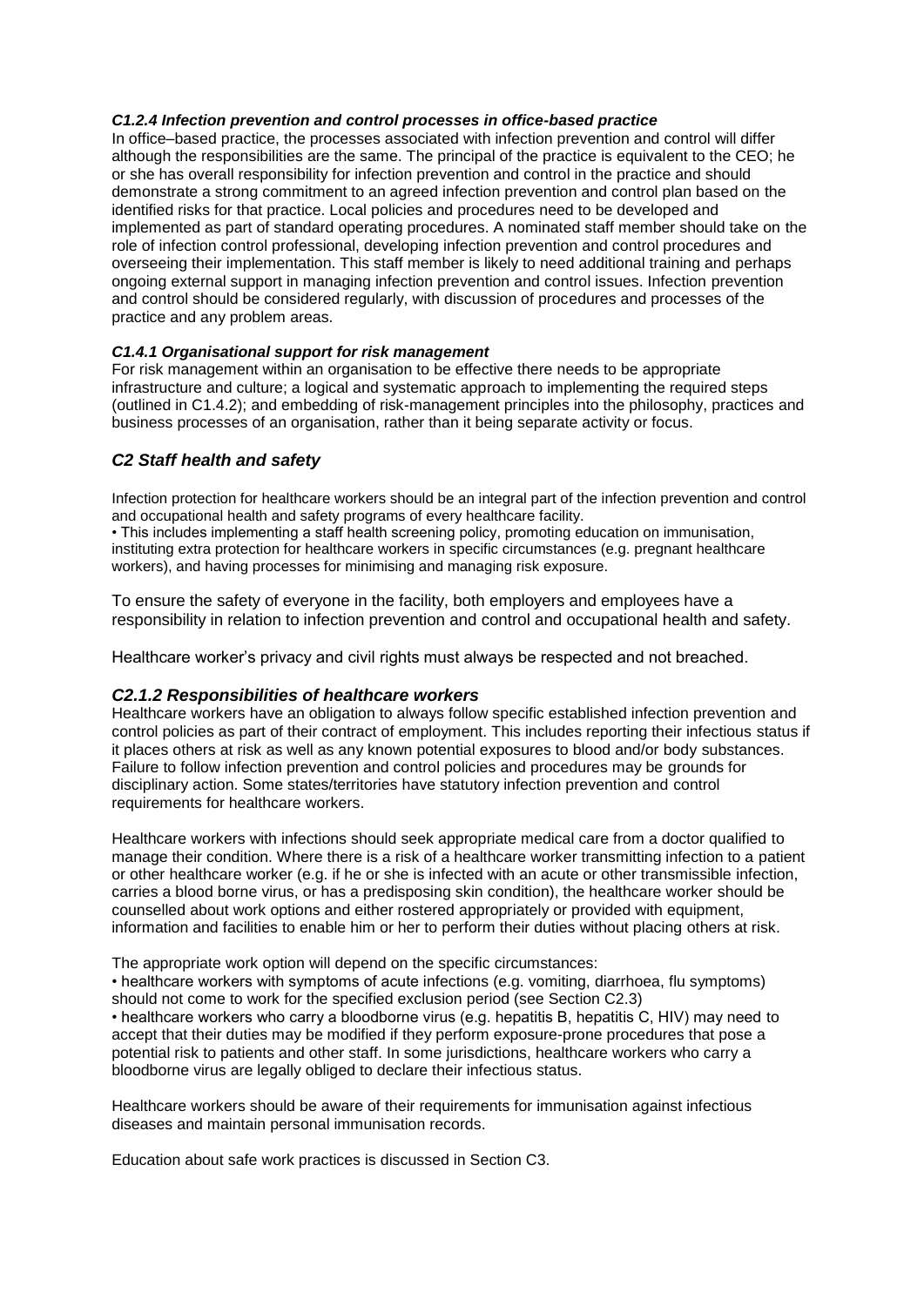#### *C1.2.4 Infection prevention and control processes in office-based practice*

In office–based practice, the processes associated with infection prevention and control will differ although the responsibilities are the same. The principal of the practice is equivalent to the CEO; he or she has overall responsibility for infection prevention and control in the practice and should demonstrate a strong commitment to an agreed infection prevention and control plan based on the identified risks for that practice. Local policies and procedures need to be developed and implemented as part of standard operating procedures. A nominated staff member should take on the role of infection control professional, developing infection prevention and control procedures and overseeing their implementation. This staff member is likely to need additional training and perhaps ongoing external support in managing infection prevention and control issues. Infection prevention and control should be considered regularly, with discussion of procedures and processes of the practice and any problem areas.

#### *C1.4.1 Organisational support for risk management*

For risk management within an organisation to be effective there needs to be appropriate infrastructure and culture; a logical and systematic approach to implementing the required steps (outlined in C1.4.2); and embedding of risk-management principles into the philosophy, practices and business processes of an organisation, rather than it being separate activity or focus.

## *C2 Staff health and safety*

Infection protection for healthcare workers should be an integral part of the infection prevention and control and occupational health and safety programs of every healthcare facility.

- This includes implementing a staff health screening policy, promoting education on immunisation, instituting extra protection for healthcare workers in specific circumstances (e.g. pregnant healthcare workers), and having processes for minimising and managing risk exposure.

To ensure the safety of everyone in the facility, both employers and employees have a responsibility in relation to infection prevention and control and occupational health and safety.

Healthcare worker's privacy and civil rights must always be respected and not breached.

### *C2.1.2 Responsibilities of healthcare workers*

Healthcare workers have an obligation to always follow specific established infection prevention and control policies as part of their contract of employment. This includes reporting their infectious status if it places others at risk as well as any known potential exposures to blood and/or body substances. Failure to follow infection prevention and control policies and procedures may be grounds for disciplinary action. Some states/territories have statutory infection prevention and control requirements for healthcare workers.

Healthcare workers with infections should seek appropriate medical care from a doctor qualified to manage their condition. Where there is a risk of a healthcare worker transmitting infection to a patient or other healthcare worker (e.g. if he or she is infected with an acute or other transmissible infection, carries a blood borne virus, or has a predisposing skin condition), the healthcare worker should be counselled about work options and either rostered appropriately or provided with equipment, information and facilities to enable him or her to perform their duties without placing others at risk.

The appropriate work option will depend on the specific circumstances:

- healthcare workers with symptoms of acute infections (e.g. vomiting, diarrhoea, flu symptoms) should not come to work for the specified exclusion period (see Section C2.3)
- healthcare workers who carry a bloodborne virus (e.g. hepatitis B, hepatitis C, HIV) may need to accept that their duties may be modified if they perform exposure-prone procedures that pose a potential risk to patients and other staff. In some jurisdictions, healthcare workers who carry a bloodborne virus are legally obliged to declare their infectious status.

Healthcare workers should be aware of their requirements for immunisation against infectious diseases and maintain personal immunisation records.

Education about safe work practices is discussed in Section C3.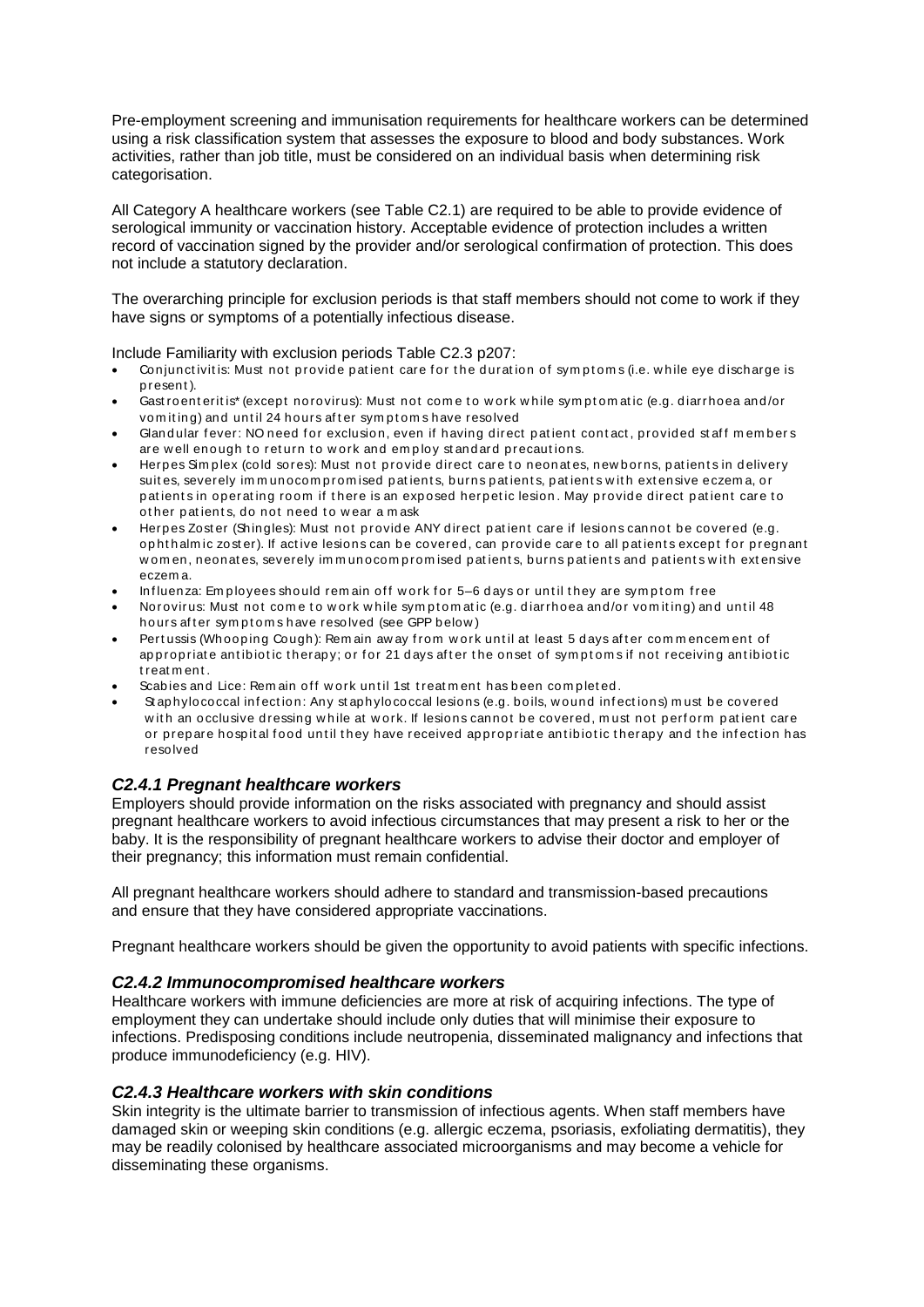Pre-employment screening and immunisation requirements for healthcare workers can be determined using a risk classification system that assesses the exposure to blood and body substances. Work activities, rather than job title, must be considered on an individual basis when determining risk categorisation.

All Category A healthcare workers (see Table C2.1) are required to be able to provide evidence of serological immunity or vaccination history. Acceptable evidence of protection includes a written record of vaccination signed by the provider and/or serological confirmation of protection. This does not include a statutory declaration.

The overarching principle for exclusion periods is that staff members should not come to work if they have signs or symptoms of a potentially infectious disease.

Include Familiarity with exclusion periods Table C2.3 p207:

- Conjunctivitis: Must not provide patient care for the duration of symptoms (i.e. while eye discharge is present).
- Gastroenteritis* (except norovirus): Must not come to work while symptomatic (e.g. diarrhoea and/or vomiting) and until 24 hours after symptoms have resolved
- Glandular fever: NO need for exclusion, even if having direct patient contact, provided staff members are well enough to return to work and employ standard precautions.
- Herpes Simplex (cold sores): Must not provide direct care to neonates, newborns, patients in delivery suites, severely immunocompromised patients, burns patients, patients with extensive eczema, or patients in operating room if there is an exposed herpetic lesion. May provide direct patient care to other patients, do not need to wear a mask
- Herpes Zoster (Shingles): Must not provide ANY direct patient care if lesions cannot be covered (e.g. ophthalmic zoster). If active lesions can be covered, can provide care to all patients except for pregnant women, neonates, severely immunocompromised patients, burns patients and patients with extensive eczema.
- Influenza: Employees should remain off work for 5–6 days or until they are symptom free
- Norovirus: Must not come to work while symptomatic (e.g. diarrhoea and/or vomiting) and until 48 hours after symptoms have resolved (see GPP below)
- Pertussis (Whooping Cough): Remain away from work until at least 5 days after commencement of appropriate antibiotic therapy; or for 21 days after the onset of symptoms if not receiving antibiotic treatment.
- Scabies and Lice: Remain off work until 1st treatment has been completed.
- Staphylococcal infection: Any staphylococcal lesions (e.g. boils, wound infections) must be covered with an occlusive dressing while at work. If lesions cannot be covered, must not perform patient care or prepare hospital food until they have received appropriate antibiotic therapy and the infection has resolved

### *C2.4.1 Pregnant healthcare workers*

Employers should provide information on the risks associated with pregnancy and should assist pregnant healthcare workers to avoid infectious circumstances that may present a risk to her or the baby. It is the responsibility of pregnant healthcare workers to advise their doctor and employer of their pregnancy; this information must remain confidential.

All pregnant healthcare workers should adhere to standard and transmission-based precautions and ensure that they have considered appropriate vaccinations.

Pregnant healthcare workers should be given the opportunity to avoid patients with specific infections.

### *C2.4.2 Immunocompromised healthcare workers*

Healthcare workers with immune deficiencies are more at risk of acquiring infections. The type of employment they can undertake should include only duties that will minimise their exposure to infections. Predisposing conditions include neutropenia, disseminated malignancy and infections that produce immunodeficiency (e.g. HIV).

### *C2.4.3 Healthcare workers with skin conditions*

Skin integrity is the ultimate barrier to transmission of infectious agents. When staff members have damaged skin or weeping skin conditions (e.g. allergic eczema, psoriasis, exfoliating dermatitis), they may be readily colonised by healthcare associated microorganisms and may become a vehicle for disseminating these organisms.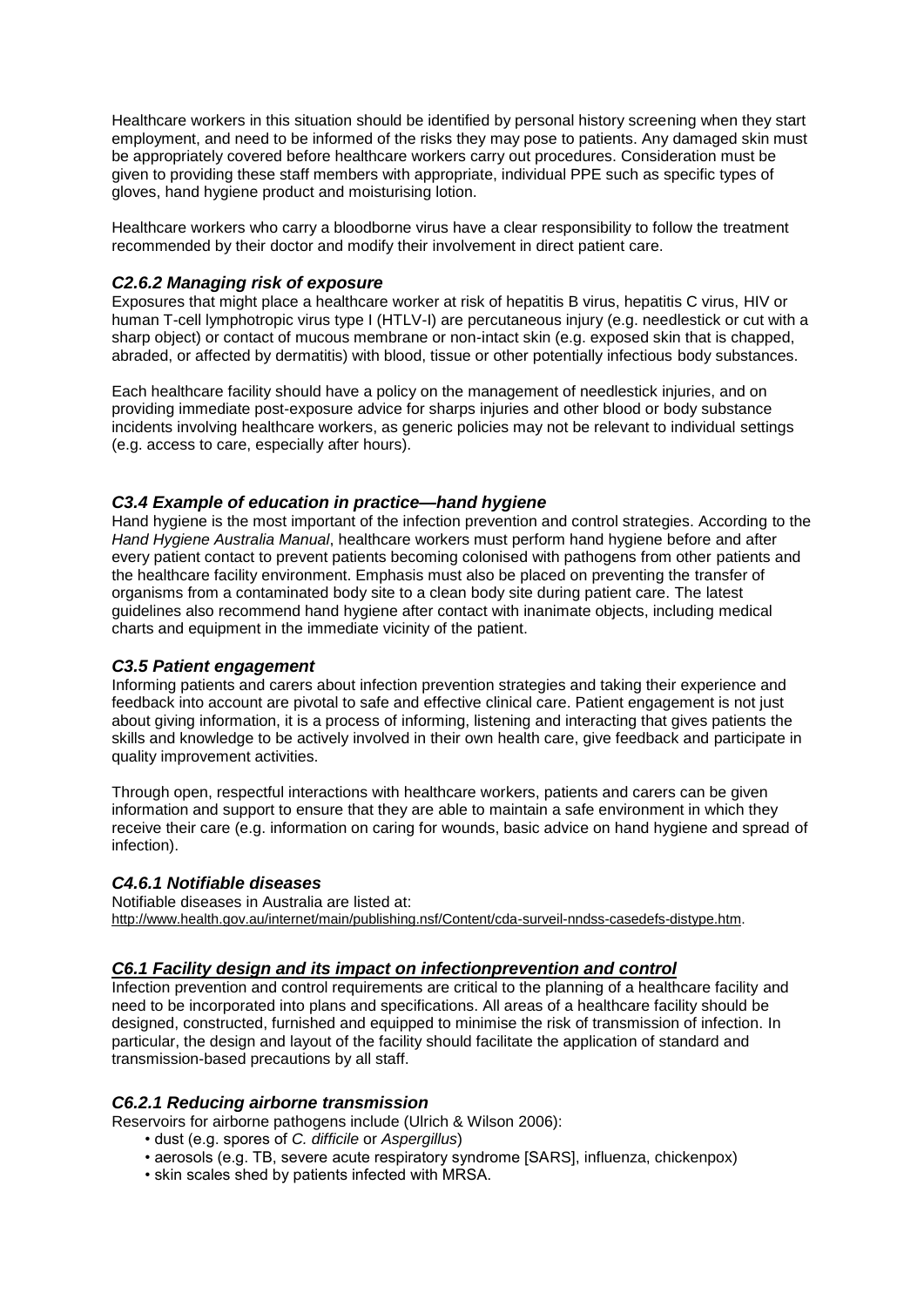Healthcare workers in this situation should be identified by personal history screening when they start employment, and need to be informed of the risks they may pose to patients. Any damaged skin must be appropriately covered before healthcare workers carry out procedures. Consideration must be given to providing these staff members with appropriate, individual PPE such as specific types of gloves, hand hygiene product and moisturising lotion.

Healthcare workers who carry a bloodborne virus have a clear responsibility to follow the treatment recommended by their doctor and modify their involvement in direct patient care.

### *C2.6.2 Managing risk of exposure*

Exposures that might place a healthcare worker at risk of hepatitis B virus, hepatitis C virus, HIV or human T-cell lymphotropic virus type I (HTLV-I) are percutaneous injury (e.g. needlestick or cut with a sharp object) or contact of mucous membrane or non-intact skin (e.g. exposed skin that is chapped, abraded, or affected by dermatitis) with blood, tissue or other potentially infectious body substances.

Each healthcare facility should have a policy on the management of needlestick injuries, and on providing immediate post-exposure advice for sharps injuries and other blood or body substance incidents involving healthcare workers, as generic policies may not be relevant to individual settings (e.g. access to care, especially after hours).

### *C3.4 Example of education in practice—hand hygiene*

Hand hygiene is the most important of the infection prevention and control strategies. According to the *Hand Hygiene Australia Manual*, healthcare workers must perform hand hygiene before and after every patient contact to prevent patients becoming colonised with pathogens from other patients and the healthcare facility environment. Emphasis must also be placed on preventing the transfer of organisms from a contaminated body site to a clean body site during patient care. The latest guidelines also recommend hand hygiene after contact with inanimate objects, including medical charts and equipment in the immediate vicinity of the patient.

### *C3.5 Patient engagement*

Informing patients and carers about infection prevention strategies and taking their experience and feedback into account are pivotal to safe and effective clinical care. Patient engagement is not just about giving information, it is a process of informing, listening and interacting that gives patients the skills and knowledge to be actively involved in their own health care, give feedback and participate in quality improvement activities.

Through open, respectful interactions with healthcare workers, patients and carers can be given information and support to ensure that they are able to maintain a safe environment in which they receive their care (e.g. information on caring for wounds, basic advice on hand hygiene and spread of infection).

### *C4.6.1 Notifiable diseases*

Notifiable diseases in Australia are listed at:
http://www.health.gov.au/internet/main/publishing.nsf/Content/cda-surveil-nndss-casedefs-distype.htm.

### ***C6.1 Facility design and its impact on infectionprevention and control***

Infection prevention and control requirements are critical to the planning of a healthcare facility and need to be incorporated into plans and specifications. All areas of a healthcare facility should be designed, constructed, furnished and equipped to minimise the risk of transmission of infection. In particular, the design and layout of the facility should facilitate the application of standard and transmission-based precautions by all staff.

### *C6.2.1 Reducing airborne transmission*

Reservoirs for airborne pathogens include (Ulrich & Wilson 2006):

- dust (e.g. spores of *C. difficile* or *Aspergillus*)
- aerosols (e.g. TB, severe acute respiratory syndrome [SARS], influenza, chickenpox)
- skin scales shed by patients infected with MRSA.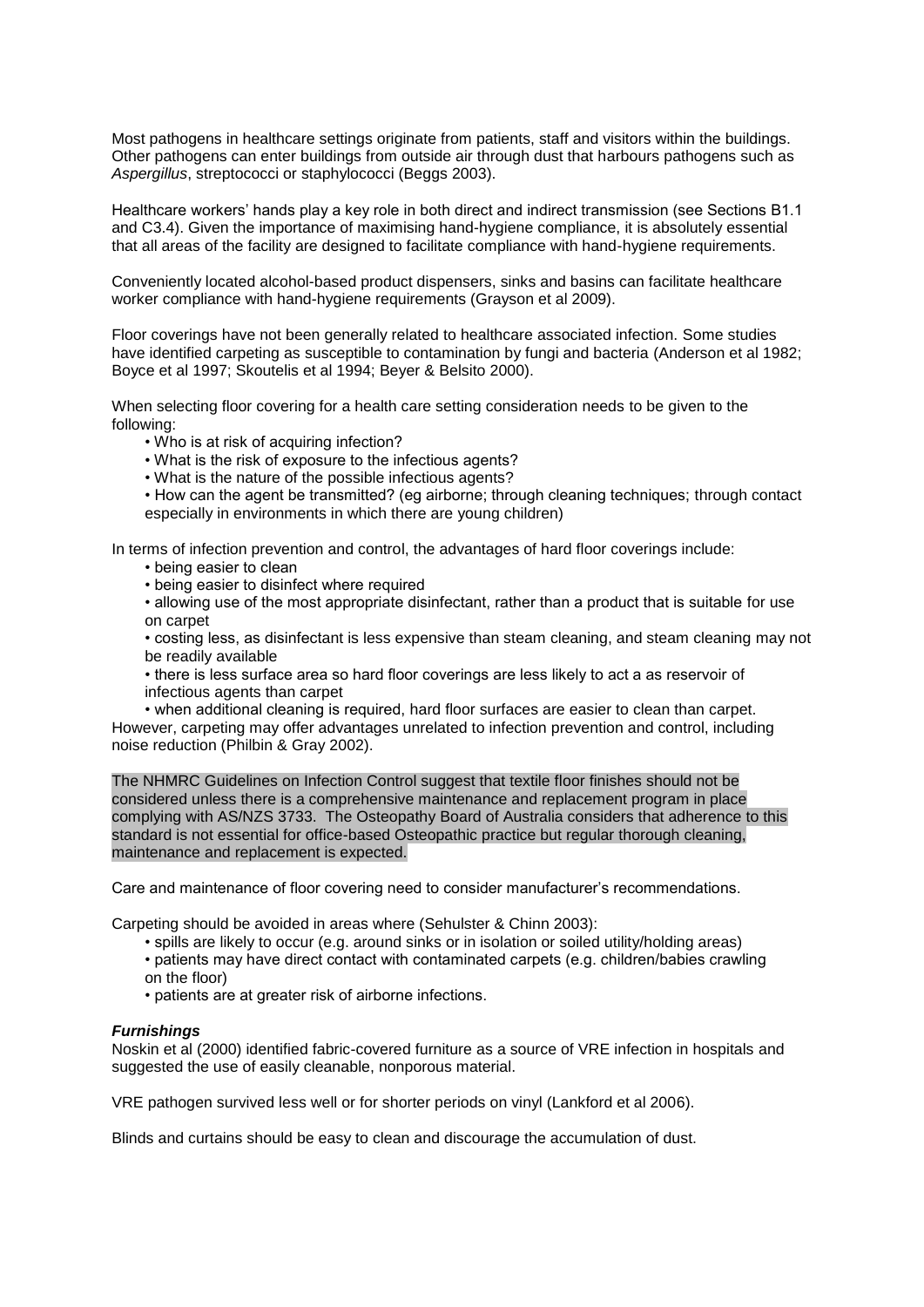Most pathogens in healthcare settings originate from patients, staff and visitors within the buildings. Other pathogens can enter buildings from outside air through dust that harbours pathogens such as *Aspergillus*, streptococci or staphylococci (Beggs 2003).

Healthcare workers' hands play a key role in both direct and indirect transmission (see Sections B1.1 and C3.4). Given the importance of maximising hand-hygiene compliance, it is absolutely essential that all areas of the facility are designed to facilitate compliance with hand-hygiene requirements.

Conveniently located alcohol-based product dispensers, sinks and basins can facilitate healthcare worker compliance with hand-hygiene requirements (Grayson et al 2009).

Floor coverings have not been generally related to healthcare associated infection. Some studies have identified carpeting as susceptible to contamination by fungi and bacteria (Anderson et al 1982; Boyce et al 1997; Skoutelis et al 1994; Beyer & Belsito 2000).

When selecting floor covering for a health care setting consideration needs to be given to the following:

- Who is at risk of acquiring infection?
- What is the risk of exposure to the infectious agents?
- What is the nature of the possible infectious agents?
- How can the agent be transmitted? (eg airborne; through cleaning techniques; through contact especially in environments in which there are young children)

In terms of infection prevention and control, the advantages of hard floor coverings include:

- being easier to clean
- being easier to disinfect where required
- allowing use of the most appropriate disinfectant, rather than a product that is suitable for use on carpet
- costing less, as disinfectant is less expensive than steam cleaning, and steam cleaning may not be readily available
- there is less surface area so hard floor coverings are less likely to act a as reservoir of infectious agents than carpet
- when additional cleaning is required, hard floor surfaces are easier to clean than carpet.

However, carpeting may offer advantages unrelated to infection prevention and control, including noise reduction (Philbin & Gray 2002).

The NHMRC Guidelines on Infection Control suggest that textile floor finishes should not be considered unless there is a comprehensive maintenance and replacement program in place complying with AS/NZS 3733. The Osteopathy Board of Australia considers that adherence to this standard is not essential for office-based Osteopathic practice but regular thorough cleaning, maintenance and replacement is expected.

Care and maintenance of floor covering need to consider manufacturer's recommendations.

Carpeting should be avoided in areas where (Sehulster & Chinn 2003):

- spills are likely to occur (e.g. around sinks or in isolation or soiled utility/holding areas)
- patients may have direct contact with contaminated carpets (e.g. children/babies crawling on the floor)
- patients are at greater risk of airborne infections.

***Furnishings***

Noskin et al (2000) identified fabric-covered furniture as a source of VRE infection in hospitals and suggested the use of easily cleanable, nonporous material.

VRE pathogen survived less well or for shorter periods on vinyl (Lankford et al 2006).

Blinds and curtains should be easy to clean and discourage the accumulation of dust.